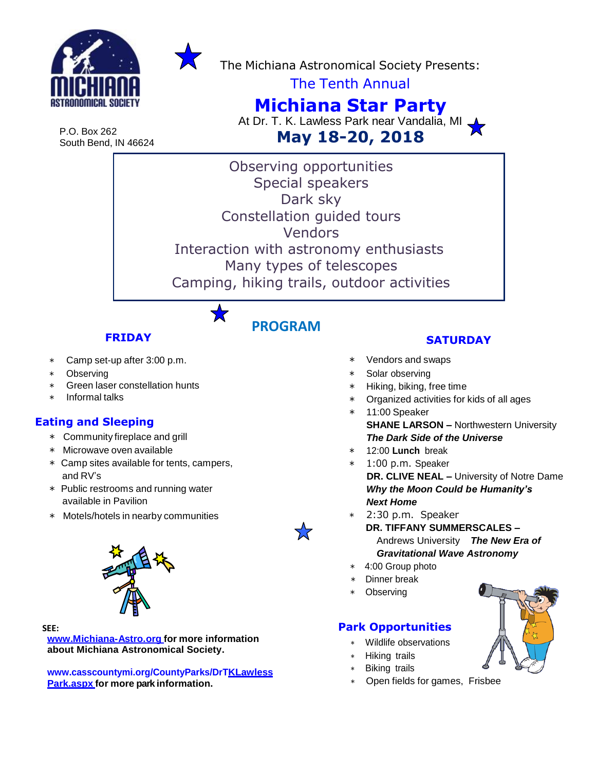MICHIANA ASTRONOMICAL SOCIETY

P.O. Box 262
South Bend, IN 46624

The Michiana Astronomical Society Presents:

The Tenth Annual

# Michiana Star Party

At Dr. T. K. Lawless Park near Vandalia, MI

## May 18-20, 2018

Observing opportunities
Special speakers
Dark sky
Constellation guided tours
Vendors
Interaction with astronomy enthusiasts
Many types of telescopes
Camping, hiking trails, outdoor activities

## PROGRAM

### FRIDAY

- Camp set-up after 3:00 p.m.
- Observing
- Green laser constellation hunts
- Informal talks

### Eating and Sleeping

- Community fireplace and grill
- Microwave oven available
- Camp sites available for tents, campers, and RV's
- Public restrooms and running water available in Pavilion
- Motels/hotels in nearby communities

**SEE:**

**www.Michiana-Astro.org for more information about Michiana Astronomical Society.**

**www.casscountymi.org/CountyParks/DrTKLawlessPark.aspx for more park information.**

### SATURDAY

- Vendors and swaps
- Solar observing
- Hiking, biking, free time
- Organized activities for kids of all ages
- 11:00 Speaker
  **SHANE LARSON –** Northwestern University
  ***The Dark Side of the Universe***
- 12:00 **Lunch** break
- 1:00 p.m. Speaker
  **DR. CLIVE NEAL –** University of Notre Dame
  ***Why the Moon Could be Humanity's Next Home***
- 2:30 p.m. Speaker
  **DR. TIFFANY SUMMERSCALES –** Andrews University ***The New Era of Gravitational Wave Astronomy***
- 4:00 Group photo
- Dinner break
- Observing

### Park Opportunities

- Wildlife observations
- Hiking trails
- Biking trails
- Open fields for games, Frisbee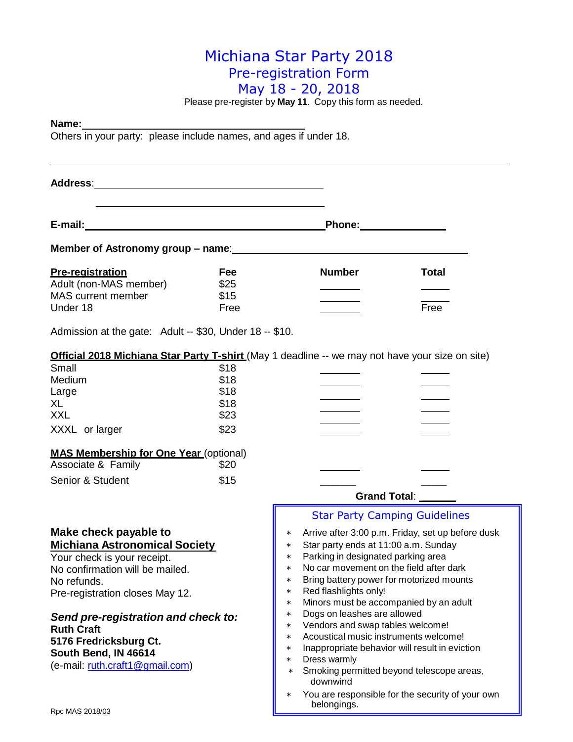# Michiana Star Party 2018
## Pre-registration Form
## May 18 - 20, 2018

Please pre-register by **May 11**. Copy this form as needed.

**Name:** ______________________________

Others in your party: please include names, and ages if under 18.

______________________________________________________________

**Address**: ______________________________

______________________________

**E-mail:** ______________________________ **Phone:** ______________

**Member of Astronomy group – name**: ______________________________

| **Pre-registration** | **Fee** | **Number** | **Total** |
|---|---|---|---|
| Adult (non-MAS member) | $25 | ______ | _____ |
| MAS current member | $15 | ______ | _____ |
| Under 18 | Free | ______ | Free |

Admission at the gate: Adult -- $30, Under 18 -- $10.

| **Official 2018 Michiana Star Party T-shirt** (May 1 deadline -- we may not have your size on site) | | | |
|---|---|---|---|
| Small | $18 | ______ | _____ |
| Medium | $18 | ______ | _____ |
| Large | $18 | ______ | _____ |
| XL | $18 | ______ | _____ |
| XXL | $23 | ______ | _____ |
| XXXL or larger | $23 | ______ | _____ |

| **MAS Membership for One Year** (optional) | | | |
|---|---|---|---|
| Associate & Family | $20 | ______ | _____ |
| Senior & Student | $15 | ______ | _____ |

**Grand Total**: ______

**Make check payable to**
**Michiana Astronomical Society**

Your check is your receipt.
No confirmation will be mailed.
No refunds.
Pre-registration closes May 12.

***Send pre-registration and check to:***
**Ruth Craft**
**5176 Fredricksburg Ct.**
**South Bend, IN 46614**
(e-mail: ruth.craft1@gmail.com)

### Star Party Camping Guidelines

- Arrive after 3:00 p.m. Friday, set up before dusk
- Star party ends at 11:00 a.m. Sunday
- Parking in designated parking area
- No car movement on the field after dark
- Bring battery power for motorized mounts
- Red flashlights only!
- Minors must be accompanied by an adult
- Dogs on leashes are allowed
- Vendors and swap tables welcome!
- Acoustical music instruments welcome!
- Inappropriate behavior will result in eviction
- Dress warmly
- Smoking permitted beyond telescope areas, downwind
- You are responsible for the security of your own belongings.

Rpc MAS 2018/03